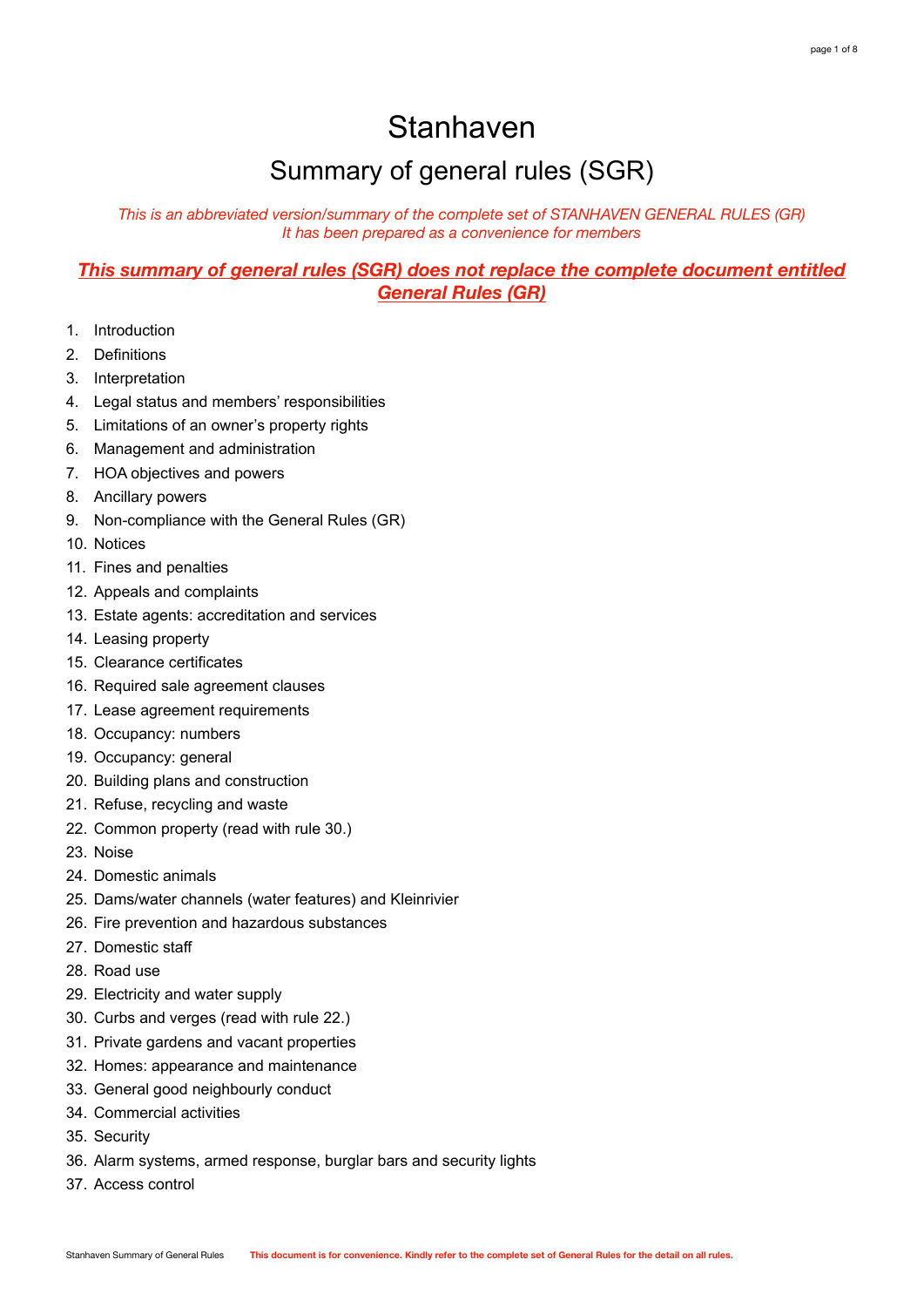# Stanhaven

## Summary of general rules (SGR)

*This is an abbreviated version/summary of the complete set of STANHAVEN GENERAL RULES (GR)*
*It has been prepared as a convenience for members*

***This summary of general rules (SGR) does not replace the complete document entitled General Rules (GR)***

1. Introduction
2. Definitions
3. Interpretation
4. Legal status and members' responsibilities
5. Limitations of an owner's property rights
6. Management and administration
7. HOA objectives and powers
8. Ancillary powers
9. Non-compliance with the General Rules (GR)
10. Notices
11. Fines and penalties
12. Appeals and complaints
13. Estate agents: accreditation and services
14. Leasing property
15. Clearance certificates
16. Required sale agreement clauses
17. Lease agreement requirements
18. Occupancy: numbers
19. Occupancy: general
20. Building plans and construction
21. Refuse, recycling and waste
22. Common property (read with rule 30.)
23. Noise
24. Domestic animals
25. Dams/water channels (water features) and Kleinrivier
26. Fire prevention and hazardous substances
27. Domestic staff
28. Road use
29. Electricity and water supply
30. Curbs and verges (read with rule 22.)
31. Private gardens and vacant properties
32. Homes: appearance and maintenance
33. General good neighbourly conduct
34. Commercial activities
35. Security
36. Alarm systems, armed response, burglar bars and security lights
37. Access control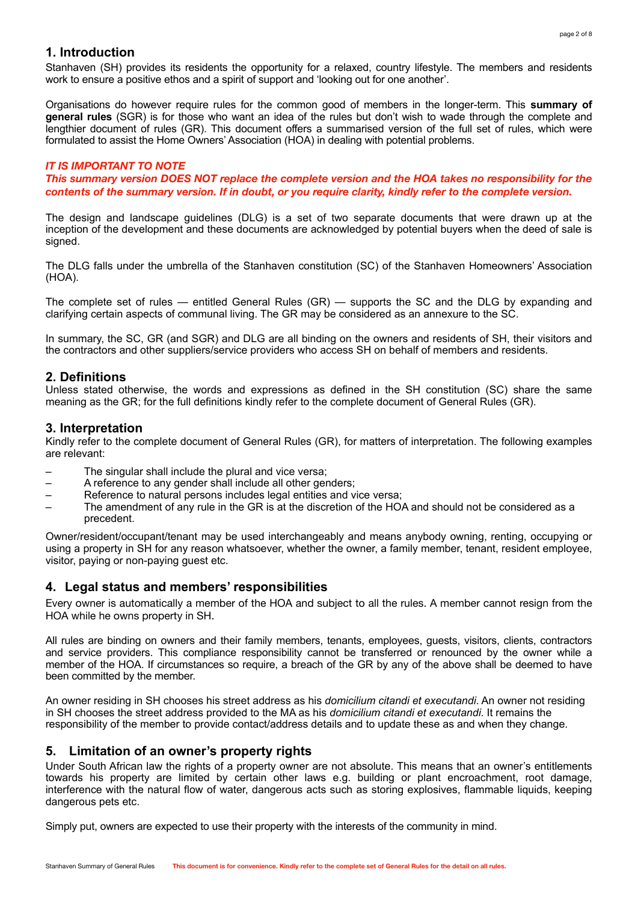## 1. Introduction

Stanhaven (SH) provides its residents the opportunity for a relaxed, country lifestyle. The members and residents work to ensure a positive ethos and a spirit of support and 'looking out for one another'.

Organisations do however require rules for the common good of members in the longer-term. This **summary of general rules** (SGR) is for those who want an idea of the rules but don't wish to wade through the complete and lengthier document of rules (GR). This document offers a summarised version of the full set of rules, which were formulated to assist the Home Owners' Association (HOA) in dealing with potential problems.

***IT IS IMPORTANT TO NOTE***

***This summary version DOES NOT replace the complete version and the HOA takes no responsibility for the contents of the summary version. If in doubt, or you require clarity, kindly refer to the complete version.***

The design and landscape guidelines (DLG) is a set of two separate documents that were drawn up at the inception of the development and these documents are acknowledged by potential buyers when the deed of sale is signed.

The DLG falls under the umbrella of the Stanhaven constitution (SC) of the Stanhaven Homeowners' Association (HOA).

The complete set of rules — entitled General Rules (GR) — supports the SC and the DLG by expanding and clarifying certain aspects of communal living. The GR may be considered as an annexure to the SC.

In summary, the SC, GR (and SGR) and DLG are all binding on the owners and residents of SH, their visitors and the contractors and other suppliers/service providers who access SH on behalf of members and residents.

## 2. Definitions

Unless stated otherwise, the words and expressions as defined in the SH constitution (SC) share the same meaning as the GR; for the full definitions kindly refer to the complete document of General Rules (GR).

## 3. Interpretation

Kindly refer to the complete document of General Rules (GR), for matters of interpretation. The following examples are relevant:

- The singular shall include the plural and vice versa;
- A reference to any gender shall include all other genders;
- Reference to natural persons includes legal entities and vice versa;
- The amendment of any rule in the GR is at the discretion of the HOA and should not be considered as a precedent.

Owner/resident/occupant/tenant may be used interchangeably and means anybody owning, renting, occupying or using a property in SH for any reason whatsoever, whether the owner, a family member, tenant, resident employee, visitor, paying or non-paying guest etc.

## 4. Legal status and members' responsibilities

Every owner is automatically a member of the HOA and subject to all the rules. A member cannot resign from the HOA while he owns property in SH.

All rules are binding on owners and their family members, tenants, employees, guests, visitors, clients, contractors and service providers. This compliance responsibility cannot be transferred or renounced by the owner while a member of the HOA. If circumstances so require, a breach of the GR by any of the above shall be deemed to have been committed by the member.

An owner residing in SH chooses his street address as his *domicilium citandi et executandi*. An owner not residing in SH chooses the street address provided to the MA as his *domicilium citandi et executandi*. It remains the responsibility of the member to provide contact/address details and to update these as and when they change.

## 5. Limitation of an owner's property rights

Under South African law the rights of a property owner are not absolute. This means that an owner's entitlements towards his property are limited by certain other laws e.g. building or plant encroachment, root damage, interference with the natural flow of water, dangerous acts such as storing explosives, flammable liquids, keeping dangerous pets etc.

Simply put, owners are expected to use their property with the interests of the community in mind.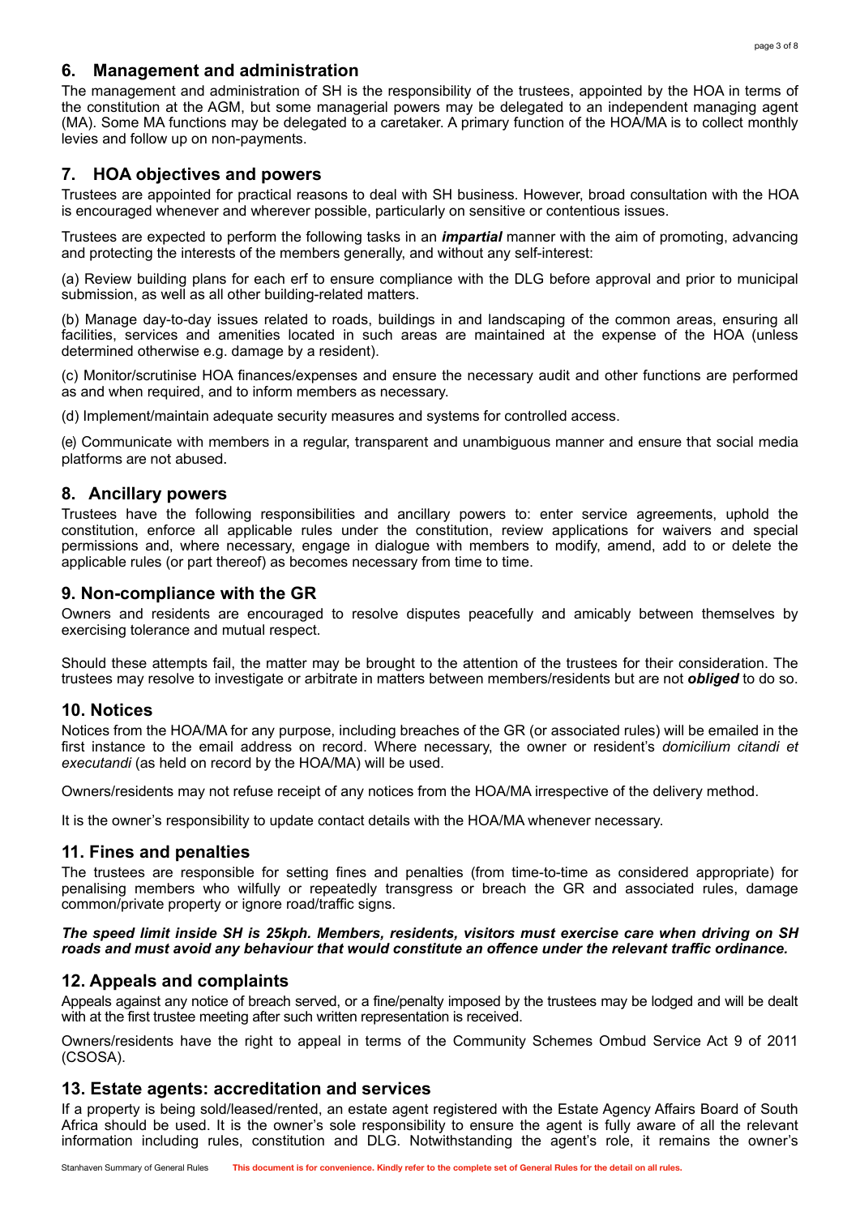## 6. Management and administration

The management and administration of SH is the responsibility of the trustees, appointed by the HOA in terms of the constitution at the AGM, but some managerial powers may be delegated to an independent managing agent (MA). Some MA functions may be delegated to a caretaker. A primary function of the HOA/MA is to collect monthly levies and follow up on non-payments.

## 7. HOA objectives and powers

Trustees are appointed for practical reasons to deal with SH business. However, broad consultation with the HOA is encouraged whenever and wherever possible, particularly on sensitive or contentious issues.

Trustees are expected to perform the following tasks in an ***impartial*** manner with the aim of promoting, advancing and protecting the interests of the members generally, and without any self-interest:

(a) Review building plans for each erf to ensure compliance with the DLG before approval and prior to municipal submission, as well as all other building-related matters.

(b) Manage day-to-day issues related to roads, buildings in and landscaping of the common areas, ensuring all facilities, services and amenities located in such areas are maintained at the expense of the HOA (unless determined otherwise e.g. damage by a resident).

(c) Monitor/scrutinise HOA finances/expenses and ensure the necessary audit and other functions are performed as and when required, and to inform members as necessary.

(d) Implement/maintain adequate security measures and systems for controlled access.

(e) Communicate with members in a regular, transparent and unambiguous manner and ensure that social media platforms are not abused.

## 8. Ancillary powers

Trustees have the following responsibilities and ancillary powers to: enter service agreements, uphold the constitution, enforce all applicable rules under the constitution, review applications for waivers and special permissions and, where necessary, engage in dialogue with members to modify, amend, add to or delete the applicable rules (or part thereof) as becomes necessary from time to time.

## 9. Non-compliance with the GR

Owners and residents are encouraged to resolve disputes peacefully and amicably between themselves by exercising tolerance and mutual respect.

Should these attempts fail, the matter may be brought to the attention of the trustees for their consideration. The trustees may resolve to investigate or arbitrate in matters between members/residents but are not ***obliged*** to do so.

## 10. Notices

Notices from the HOA/MA for any purpose, including breaches of the GR (or associated rules) will be emailed in the first instance to the email address on record. Where necessary, the owner or resident's *domicilium citandi et executandi* (as held on record by the HOA/MA) will be used.

Owners/residents may not refuse receipt of any notices from the HOA/MA irrespective of the delivery method.

It is the owner's responsibility to update contact details with the HOA/MA whenever necessary.

## 11. Fines and penalties

The trustees are responsible for setting fines and penalties (from time-to-time as considered appropriate) for penalising members who wilfully or repeatedly transgress or breach the GR and associated rules, damage common/private property or ignore road/traffic signs.

***The speed limit inside SH is 25kph. Members, residents, visitors must exercise care when driving on SH roads and must avoid any behaviour that would constitute an offence under the relevant traffic ordinance.***

## 12. Appeals and complaints

Appeals against any notice of breach served, or a fine/penalty imposed by the trustees may be lodged and will be dealt with at the first trustee meeting after such written representation is received.

Owners/residents have the right to appeal in terms of the Community Schemes Ombud Service Act 9 of 2011 (CSOSA).

## 13. Estate agents: accreditation and services

If a property is being sold/leased/rented, an estate agent registered with the Estate Agency Affairs Board of South Africa should be used. It is the owner's sole responsibility to ensure the agent is fully aware of all the relevant information including rules, constitution and DLG. Notwithstanding the agent's role, it remains the owner's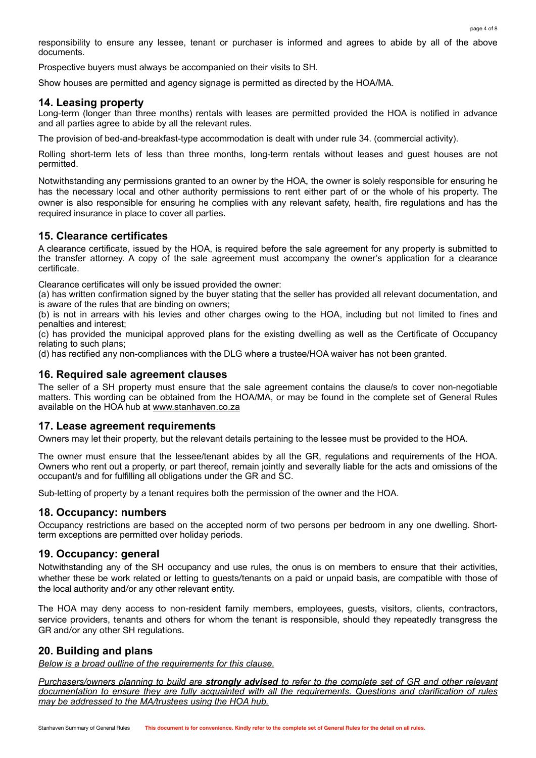responsibility to ensure any lessee, tenant or purchaser is informed and agrees to abide by all of the above documents.

Prospective buyers must always be accompanied on their visits to SH.

Show houses are permitted and agency signage is permitted as directed by the HOA/MA.

## 14. Leasing property

Long-term (longer than three months) rentals with leases are permitted provided the HOA is notified in advance and all parties agree to abide by all the relevant rules.

The provision of bed-and-breakfast-type accommodation is dealt with under rule 34. (commercial activity).

Rolling short-term lets of less than three months, long-term rentals without leases and guest houses are not permitted.

Notwithstanding any permissions granted to an owner by the HOA, the owner is solely responsible for ensuring he has the necessary local and other authority permissions to rent either part of or the whole of his property. The owner is also responsible for ensuring he complies with any relevant safety, health, fire regulations and has the required insurance in place to cover all parties.

## 15. Clearance certificates

A clearance certificate, issued by the HOA, is required before the sale agreement for any property is submitted to the transfer attorney. A copy of the sale agreement must accompany the owner's application for a clearance certificate.

Clearance certificates will only be issued provided the owner:

(a) has written confirmation signed by the buyer stating that the seller has provided all relevant documentation, and is aware of the rules that are binding on owners;

(b) is not in arrears with his levies and other charges owing to the HOA, including but not limited to fines and penalties and interest;

(c) has provided the municipal approved plans for the existing dwelling as well as the Certificate of Occupancy relating to such plans;

(d) has rectified any non-compliances with the DLG where a trustee/HOA waiver has not been granted.

## 16. Required sale agreement clauses

The seller of a SH property must ensure that the sale agreement contains the clause/s to cover non-negotiable matters. This wording can be obtained from the HOA/MA, or may be found in the complete set of General Rules available on the HOA hub at www.stanhaven.co.za

## 17. Lease agreement requirements

Owners may let their property, but the relevant details pertaining to the lessee must be provided to the HOA.

The owner must ensure that the lessee/tenant abides by all the GR, regulations and requirements of the HOA. Owners who rent out a property, or part thereof, remain jointly and severally liable for the acts and omissions of the occupant/s and for fulfilling all obligations under the GR and SC.

Sub-letting of property by a tenant requires both the permission of the owner and the HOA.

## 18. Occupancy: numbers

Occupancy restrictions are based on the accepted norm of two persons per bedroom in any one dwelling. Short-term exceptions are permitted over holiday periods.

## 19. Occupancy: general

Notwithstanding any of the SH occupancy and use rules, the onus is on members to ensure that their activities, whether these be work related or letting to guests/tenants on a paid or unpaid basis, are compatible with those of the local authority and/or any other relevant entity.

The HOA may deny access to non-resident family members, employees, guests, visitors, clients, contractors, service providers, tenants and others for whom the tenant is responsible, should they repeatedly transgress the GR and/or any other SH regulations.

## 20. Building and plans

*Below is a broad outline of the requirements for this clause.*

*Purchasers/owners planning to build are **strongly advised** to refer to the complete set of GR and other relevant documentation to ensure they are fully acquainted with all the requirements. Questions and clarification of rules may be addressed to the MA/trustees using the HOA hub.*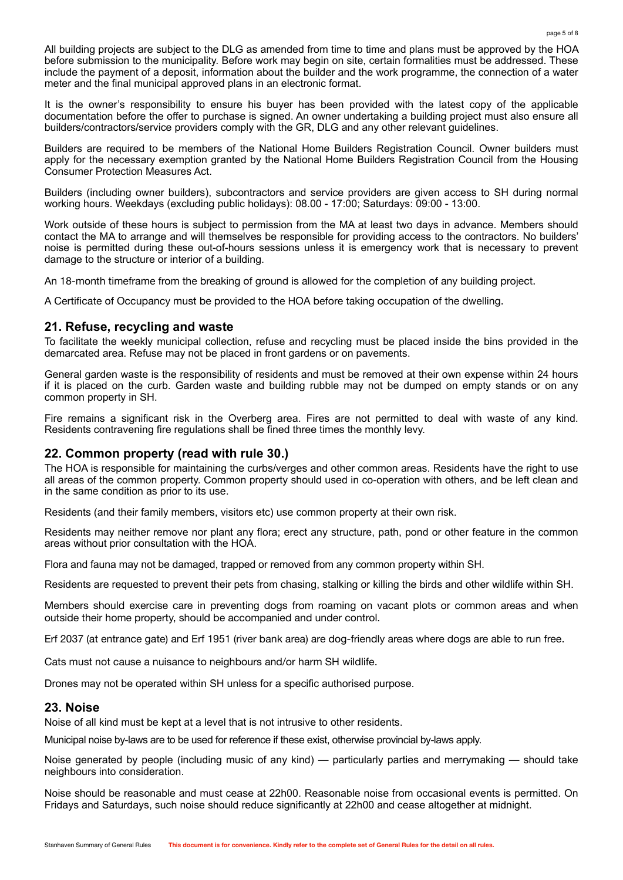All building projects are subject to the DLG as amended from time to time and plans must be approved by the HOA before submission to the municipality. Before work may begin on site, certain formalities must be addressed. These include the payment of a deposit, information about the builder and the work programme, the connection of a water meter and the final municipal approved plans in an electronic format.

It is the owner's responsibility to ensure his buyer has been provided with the latest copy of the applicable documentation before the offer to purchase is signed. An owner undertaking a building project must also ensure all builders/contractors/service providers comply with the GR, DLG and any other relevant guidelines.

Builders are required to be members of the National Home Builders Registration Council. Owner builders must apply for the necessary exemption granted by the National Home Builders Registration Council from the Housing Consumer Protection Measures Act.

Builders (including owner builders), subcontractors and service providers are given access to SH during normal working hours. Weekdays (excluding public holidays): 08.00 - 17:00; Saturdays: 09:00 - 13:00.

Work outside of these hours is subject to permission from the MA at least two days in advance. Members should contact the MA to arrange and will themselves be responsible for providing access to the contractors. No builders' noise is permitted during these out-of-hours sessions unless it is emergency work that is necessary to prevent damage to the structure or interior of a building.

An 18-month timeframe from the breaking of ground is allowed for the completion of any building project.

A Certificate of Occupancy must be provided to the HOA before taking occupation of the dwelling.

## 21. Refuse, recycling and waste

To facilitate the weekly municipal collection, refuse and recycling must be placed inside the bins provided in the demarcated area. Refuse may not be placed in front gardens or on pavements.

General garden waste is the responsibility of residents and must be removed at their own expense within 24 hours if it is placed on the curb. Garden waste and building rubble may not be dumped on empty stands or on any common property in SH.

Fire remains a significant risk in the Overberg area. Fires are not permitted to deal with waste of any kind. Residents contravening fire regulations shall be fined three times the monthly levy.

## 22. Common property (read with rule 30.)

The HOA is responsible for maintaining the curbs/verges and other common areas. Residents have the right to use all areas of the common property. Common property should used in co-operation with others, and be left clean and in the same condition as prior to its use.

Residents (and their family members, visitors etc) use common property at their own risk.

Residents may neither remove nor plant any flora; erect any structure, path, pond or other feature in the common areas without prior consultation with the HOA.

Flora and fauna may not be damaged, trapped or removed from any common property within SH.

Residents are requested to prevent their pets from chasing, stalking or killing the birds and other wildlife within SH.

Members should exercise care in preventing dogs from roaming on vacant plots or common areas and when outside their home property, should be accompanied and under control.

Erf 2037 (at entrance gate) and Erf 1951 (river bank area) are dog-friendly areas where dogs are able to run free.

Cats must not cause a nuisance to neighbours and/or harm SH wildlife.

Drones may not be operated within SH unless for a specific authorised purpose.

## 23. Noise

Noise of all kind must be kept at a level that is not intrusive to other residents.

Municipal noise by-laws are to be used for reference if these exist, otherwise provincial by-laws apply.

Noise generated by people (including music of any kind) — particularly parties and merrymaking — should take neighbours into consideration.

Noise should be reasonable and must cease at 22h00. Reasonable noise from occasional events is permitted. On Fridays and Saturdays, such noise should reduce significantly at 22h00 and cease altogether at midnight.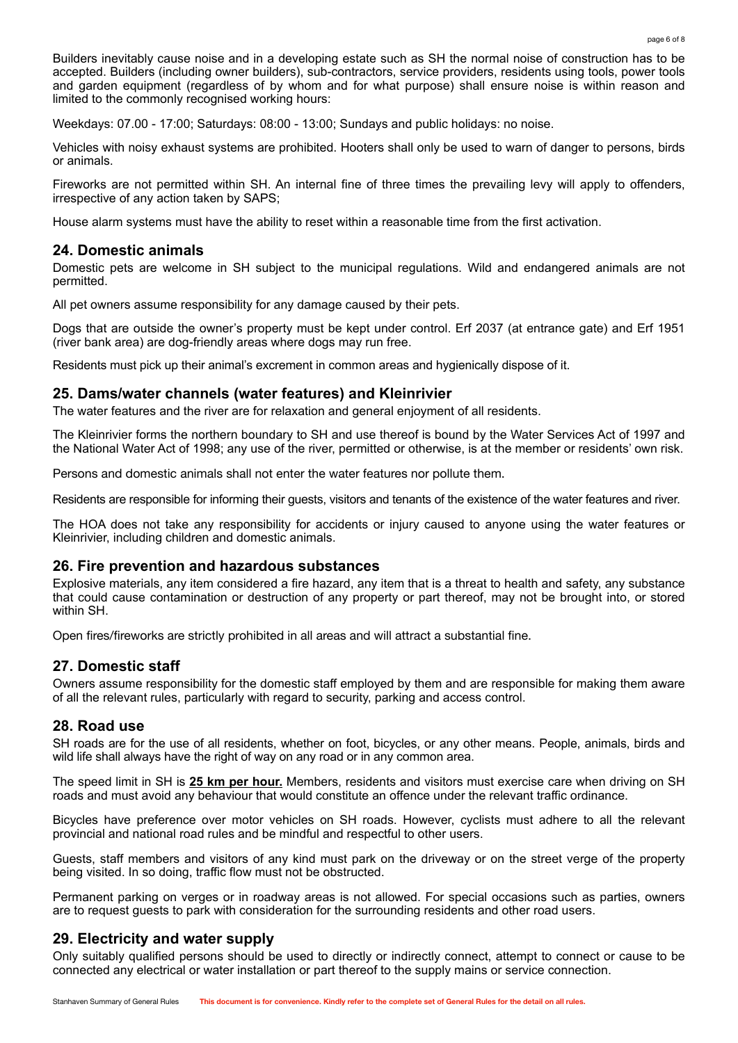Builders inevitably cause noise and in a developing estate such as SH the normal noise of construction has to be accepted. Builders (including owner builders), sub-contractors, service providers, residents using tools, power tools and garden equipment (regardless of by whom and for what purpose) shall ensure noise is within reason and limited to the commonly recognised working hours:

Weekdays: 07.00 - 17:00; Saturdays: 08:00 - 13:00; Sundays and public holidays: no noise.

Vehicles with noisy exhaust systems are prohibited. Hooters shall only be used to warn of danger to persons, birds or animals.

Fireworks are not permitted within SH. An internal fine of three times the prevailing levy will apply to offenders, irrespective of any action taken by SAPS;

House alarm systems must have the ability to reset within a reasonable time from the first activation.

## 24. Domestic animals

Domestic pets are welcome in SH subject to the municipal regulations. Wild and endangered animals are not permitted.

All pet owners assume responsibility for any damage caused by their pets.

Dogs that are outside the owner's property must be kept under control. Erf 2037 (at entrance gate) and Erf 1951 (river bank area) are dog-friendly areas where dogs may run free.

Residents must pick up their animal's excrement in common areas and hygienically dispose of it.

## 25. Dams/water channels (water features) and Kleinrivier

The water features and the river are for relaxation and general enjoyment of all residents.

The Kleinrivier forms the northern boundary to SH and use thereof is bound by the Water Services Act of 1997 and the National Water Act of 1998; any use of the river, permitted or otherwise, is at the member or residents' own risk.

Persons and domestic animals shall not enter the water features nor pollute them.

Residents are responsible for informing their guests, visitors and tenants of the existence of the water features and river.

The HOA does not take any responsibility for accidents or injury caused to anyone using the water features or Kleinrivier, including children and domestic animals.

## 26. Fire prevention and hazardous substances

Explosive materials, any item considered a fire hazard, any item that is a threat to health and safety, any substance that could cause contamination or destruction of any property or part thereof, may not be brought into, or stored within SH.

Open fires/fireworks are strictly prohibited in all areas and will attract a substantial fine.

## 27. Domestic staff

Owners assume responsibility for the domestic staff employed by them and are responsible for making them aware of all the relevant rules, particularly with regard to security, parking and access control.

## 28. Road use

SH roads are for the use of all residents, whether on foot, bicycles, or any other means. People, animals, birds and wild life shall always have the right of way on any road or in any common area.

The speed limit in SH is **25 km per hour.** Members, residents and visitors must exercise care when driving on SH roads and must avoid any behaviour that would constitute an offence under the relevant traffic ordinance.

Bicycles have preference over motor vehicles on SH roads. However, cyclists must adhere to all the relevant provincial and national road rules and be mindful and respectful to other users.

Guests, staff members and visitors of any kind must park on the driveway or on the street verge of the property being visited. In so doing, traffic flow must not be obstructed.

Permanent parking on verges or in roadway areas is not allowed. For special occasions such as parties, owners are to request guests to park with consideration for the surrounding residents and other road users.

## 29. Electricity and water supply

Only suitably qualified persons should be used to directly or indirectly connect, attempt to connect or cause to be connected any electrical or water installation or part thereof to the supply mains or service connection.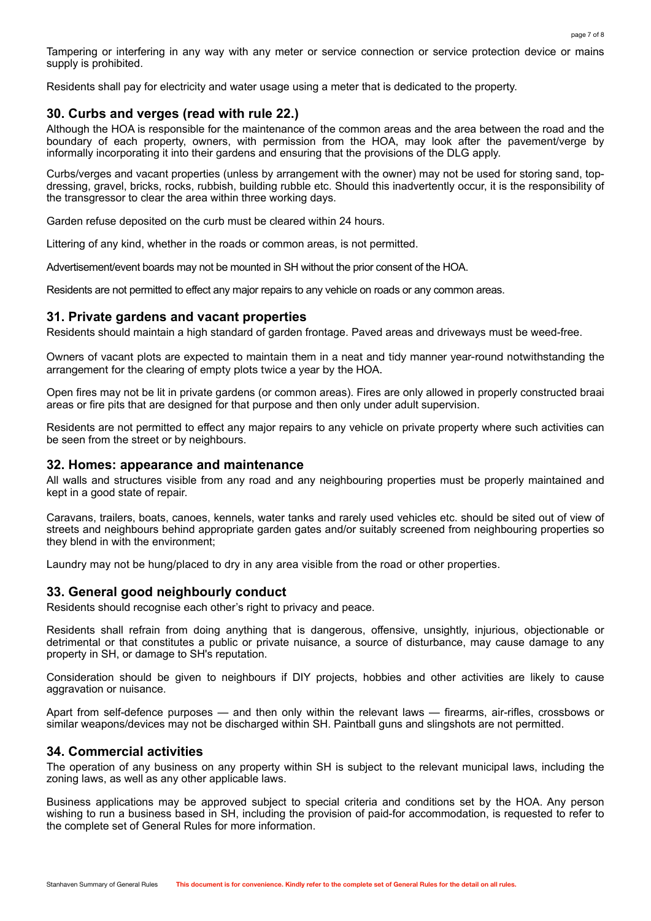Tampering or interfering in any way with any meter or service connection or service protection device or mains supply is prohibited.

Residents shall pay for electricity and water usage using a meter that is dedicated to the property.

## 30. Curbs and verges (read with rule 22.)

Although the HOA is responsible for the maintenance of the common areas and the area between the road and the boundary of each property, owners, with permission from the HOA, may look after the pavement/verge by informally incorporating it into their gardens and ensuring that the provisions of the DLG apply.

Curbs/verges and vacant properties (unless by arrangement with the owner) may not be used for storing sand, top-dressing, gravel, bricks, rocks, rubbish, building rubble etc. Should this inadvertently occur, it is the responsibility of the transgressor to clear the area within three working days.

Garden refuse deposited on the curb must be cleared within 24 hours.

Littering of any kind, whether in the roads or common areas, is not permitted.

Advertisement/event boards may not be mounted in SH without the prior consent of the HOA.

Residents are not permitted to effect any major repairs to any vehicle on roads or any common areas.

## 31. Private gardens and vacant properties

Residents should maintain a high standard of garden frontage. Paved areas and driveways must be weed-free.

Owners of vacant plots are expected to maintain them in a neat and tidy manner year-round notwithstanding the arrangement for the clearing of empty plots twice a year by the HOA.

Open fires may not be lit in private gardens (or common areas). Fires are only allowed in properly constructed braai areas or fire pits that are designed for that purpose and then only under adult supervision.

Residents are not permitted to effect any major repairs to any vehicle on private property where such activities can be seen from the street or by neighbours.

## 32. Homes: appearance and maintenance

All walls and structures visible from any road and any neighbouring properties must be properly maintained and kept in a good state of repair.

Caravans, trailers, boats, canoes, kennels, water tanks and rarely used vehicles etc. should be sited out of view of streets and neighbours behind appropriate garden gates and/or suitably screened from neighbouring properties so they blend in with the environment;

Laundry may not be hung/placed to dry in any area visible from the road or other properties.

## 33. General good neighbourly conduct

Residents should recognise each other's right to privacy and peace.

Residents shall refrain from doing anything that is dangerous, offensive, unsightly, injurious, objectionable or detrimental or that constitutes a public or private nuisance, a source of disturbance, may cause damage to any property in SH, or damage to SH's reputation.

Consideration should be given to neighbours if DIY projects, hobbies and other activities are likely to cause aggravation or nuisance.

Apart from self-defence purposes — and then only within the relevant laws — firearms, air-rifles, crossbows or similar weapons/devices may not be discharged within SH. Paintball guns and slingshots are not permitted.

## 34. Commercial activities

The operation of any business on any property within SH is subject to the relevant municipal laws, including the zoning laws, as well as any other applicable laws.

Business applications may be approved subject to special criteria and conditions set by the HOA. Any person wishing to run a business based in SH, including the provision of paid-for accommodation, is requested to refer to the complete set of General Rules for more information.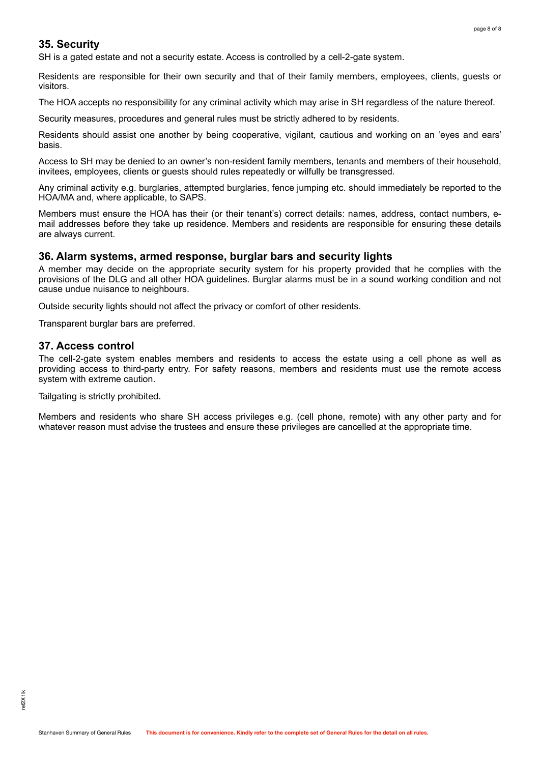## 35. Security

SH is a gated estate and not a security estate. Access is controlled by a cell-2-gate system.

Residents are responsible for their own security and that of their family members, employees, clients, guests or visitors.

The HOA accepts no responsibility for any criminal activity which may arise in SH regardless of the nature thereof.

Security measures, procedures and general rules must be strictly adhered to by residents.

Residents should assist one another by being cooperative, vigilant, cautious and working on an 'eyes and ears' basis.

Access to SH may be denied to an owner's non-resident family members, tenants and members of their household, invitees, employees, clients or guests should rules repeatedly or wilfully be transgressed.

Any criminal activity e.g. burglaries, attempted burglaries, fence jumping etc. should immediately be reported to the HOA/MA and, where applicable, to SAPS.

Members must ensure the HOA has their (or their tenant's) correct details: names, address, contact numbers, e-mail addresses before they take up residence. Members and residents are responsible for ensuring these details are always current.

## 36. Alarm systems, armed response, burglar bars and security lights

A member may decide on the appropriate security system for his property provided that he complies with the provisions of the DLG and all other HOA guidelines. Burglar alarms must be in a sound working condition and not cause undue nuisance to neighbours.

Outside security lights should not affect the privacy or comfort of other residents.

Transparent burglar bars are preferred.

## 37. Access control

The cell-2-gate system enables members and residents to access the estate using a cell phone as well as providing access to third-party entry. For safety reasons, members and residents must use the remote access system with extreme caution.

Tailgating is strictly prohibited.

Members and residents who share SH access privileges e.g. (cell phone, remote) with any other party and for whatever reason must advise the trustees and ensure these privileges are cancelled at the appropriate time.